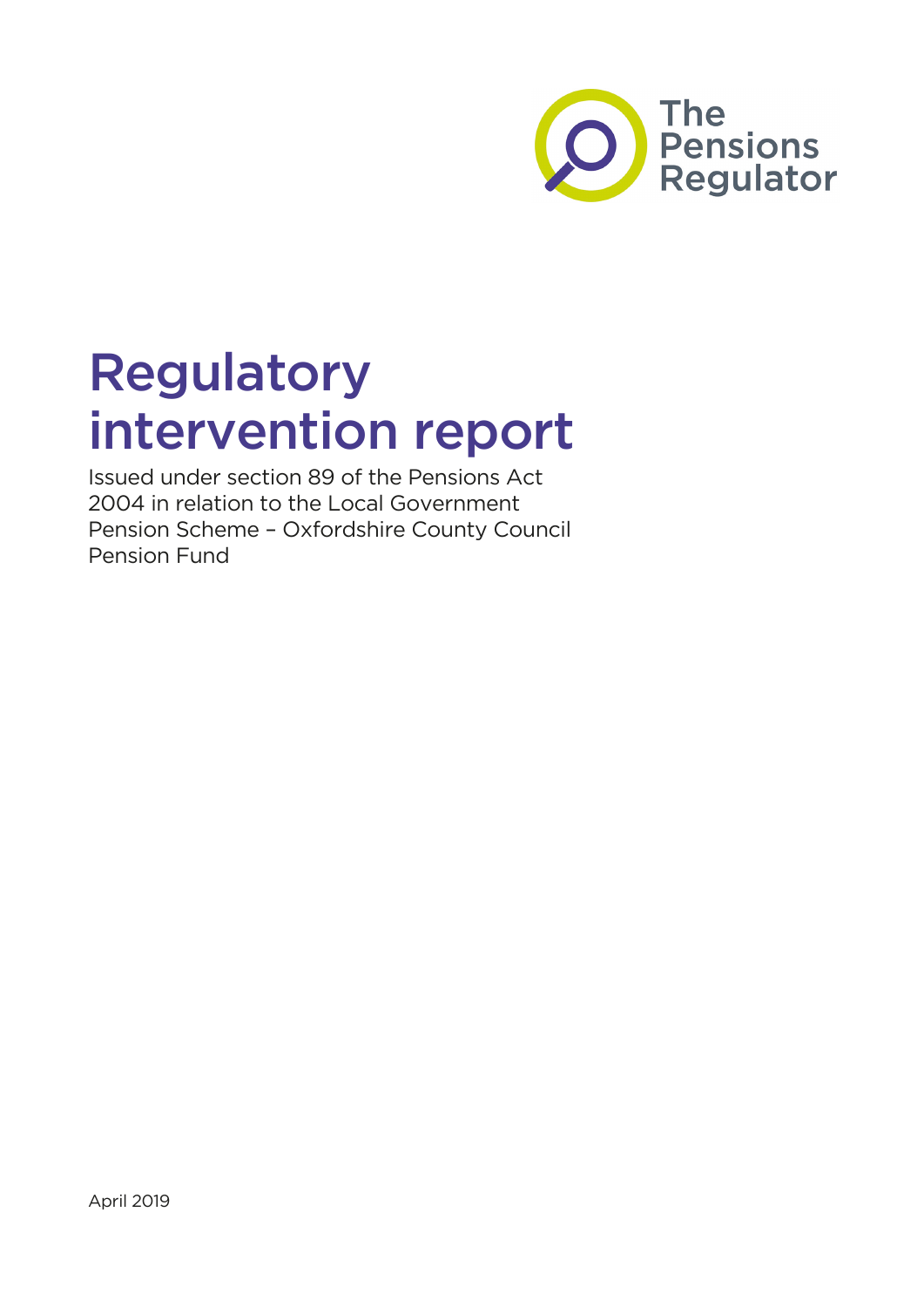The Pensions Regulator

# Regulatory intervention report

Issued under section 89 of the Pensions Act 2004 in relation to the Local Government Pension Scheme – Oxfordshire County Council Pension Fund

April 2019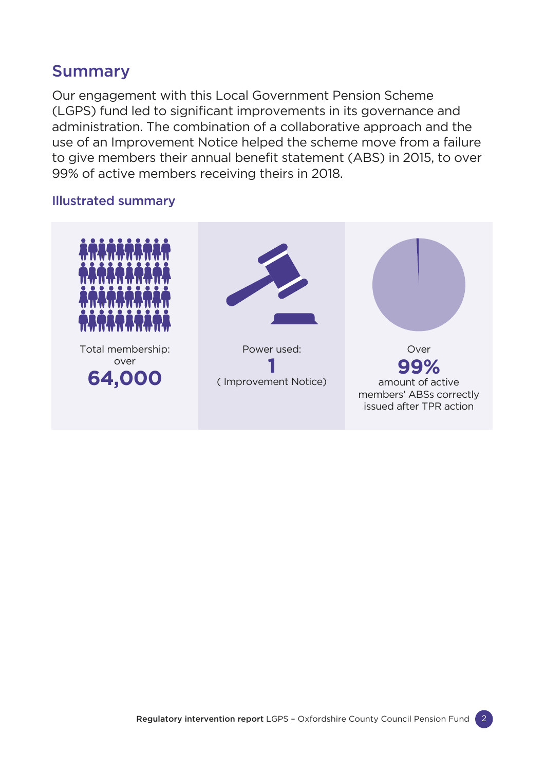## Summary

Our engagement with this Local Government Pension Scheme (LGPS) fund led to significant improvements in its governance and administration. The combination of a collaborative approach and the use of an Improvement Notice helped the scheme move from a failure to give members their annual benefit statement (ABS) in 2015, to over 99% of active members receiving theirs in 2018.

### Illustrated summary

Total membership: over
**64,000**

Power used:
**1**
( Improvement Notice)

Over
**99%**
amount of active members' ABSs correctly issued after TPR action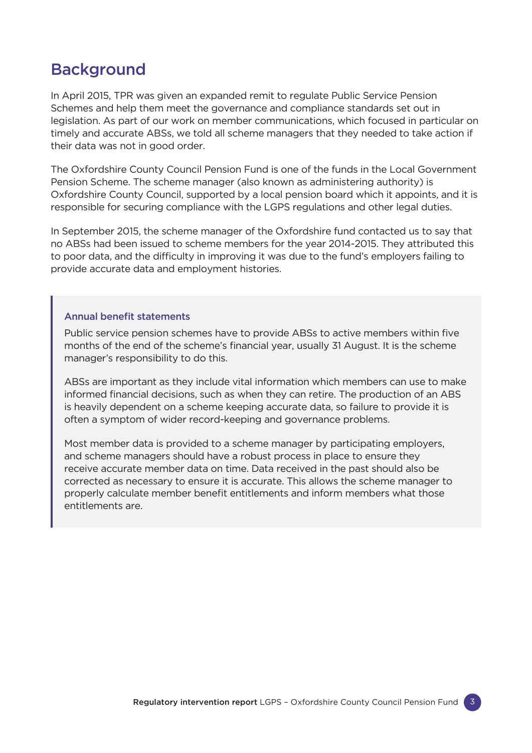## Background

In April 2015, TPR was given an expanded remit to regulate Public Service Pension Schemes and help them meet the governance and compliance standards set out in legislation. As part of our work on member communications, which focused in particular on timely and accurate ABSs, we told all scheme managers that they needed to take action if their data was not in good order.

The Oxfordshire County Council Pension Fund is one of the funds in the Local Government Pension Scheme. The scheme manager (also known as administering authority) is Oxfordshire County Council, supported by a local pension board which it appoints, and it is responsible for securing compliance with the LGPS regulations and other legal duties.

In September 2015, the scheme manager of the Oxfordshire fund contacted us to say that no ABSs had been issued to scheme members for the year 2014-2015. They attributed this to poor data, and the difficulty in improving it was due to the fund's employers failing to provide accurate data and employment histories.

> ### Annual benefit statements
>
> Public service pension schemes have to provide ABSs to active members within five months of the end of the scheme's financial year, usually 31 August. It is the scheme manager's responsibility to do this.
>
> ABSs are important as they include vital information which members can use to make informed financial decisions, such as when they can retire. The production of an ABS is heavily dependent on a scheme keeping accurate data, so failure to provide it is often a symptom of wider record-keeping and governance problems.
>
> Most member data is provided to a scheme manager by participating employers, and scheme managers should have a robust process in place to ensure they receive accurate member data on time. Data received in the past should also be corrected as necessary to ensure it is accurate. This allows the scheme manager to properly calculate member benefit entitlements and inform members what those entitlements are.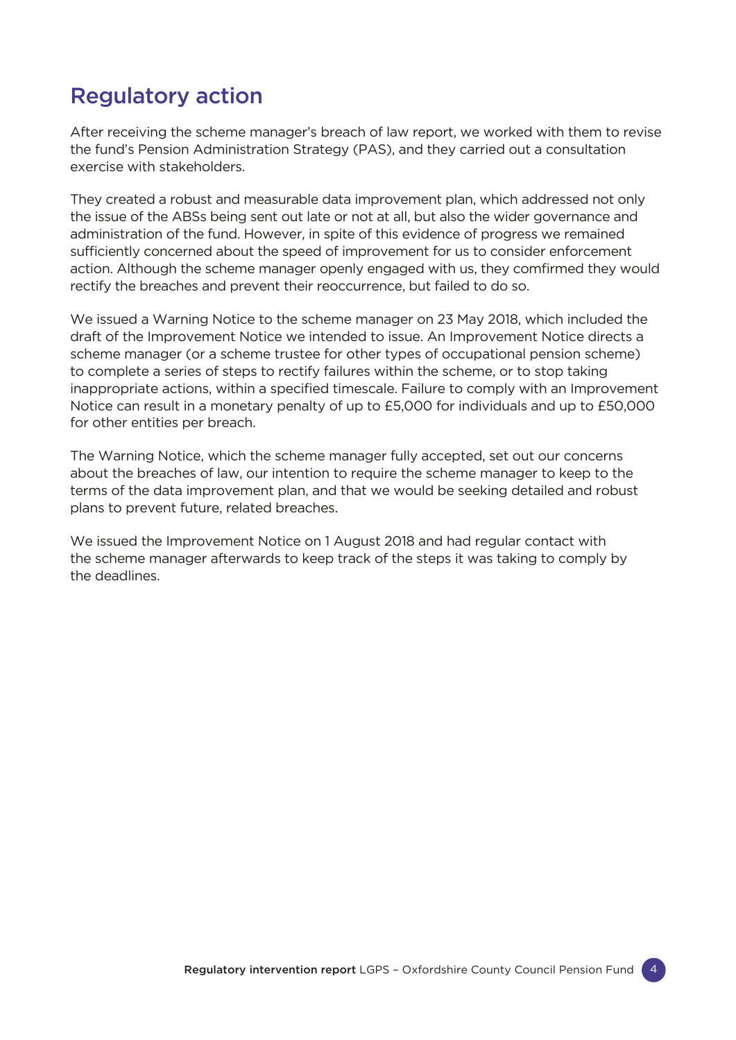## Regulatory action

After receiving the scheme manager's breach of law report, we worked with them to revise the fund's Pension Administration Strategy (PAS), and they carried out a consultation exercise with stakeholders.

They created a robust and measurable data improvement plan, which addressed not only the issue of the ABSs being sent out late or not at all, but also the wider governance and administration of the fund. However, in spite of this evidence of progress we remained sufficiently concerned about the speed of improvement for us to consider enforcement action. Although the scheme manager openly engaged with us, they comfirmed they would rectify the breaches and prevent their reoccurrence, but failed to do so.

We issued a Warning Notice to the scheme manager on 23 May 2018, which included the draft of the Improvement Notice we intended to issue. An Improvement Notice directs a scheme manager (or a scheme trustee for other types of occupational pension scheme) to complete a series of steps to rectify failures within the scheme, or to stop taking inappropriate actions, within a specified timescale. Failure to comply with an Improvement Notice can result in a monetary penalty of up to £5,000 for individuals and up to £50,000 for other entities per breach.

The Warning Notice, which the scheme manager fully accepted, set out our concerns about the breaches of law, our intention to require the scheme manager to keep to the terms of the data improvement plan, and that we would be seeking detailed and robust plans to prevent future, related breaches.

We issued the Improvement Notice on 1 August 2018 and had regular contact with the scheme manager afterwards to keep track of the steps it was taking to comply by the deadlines.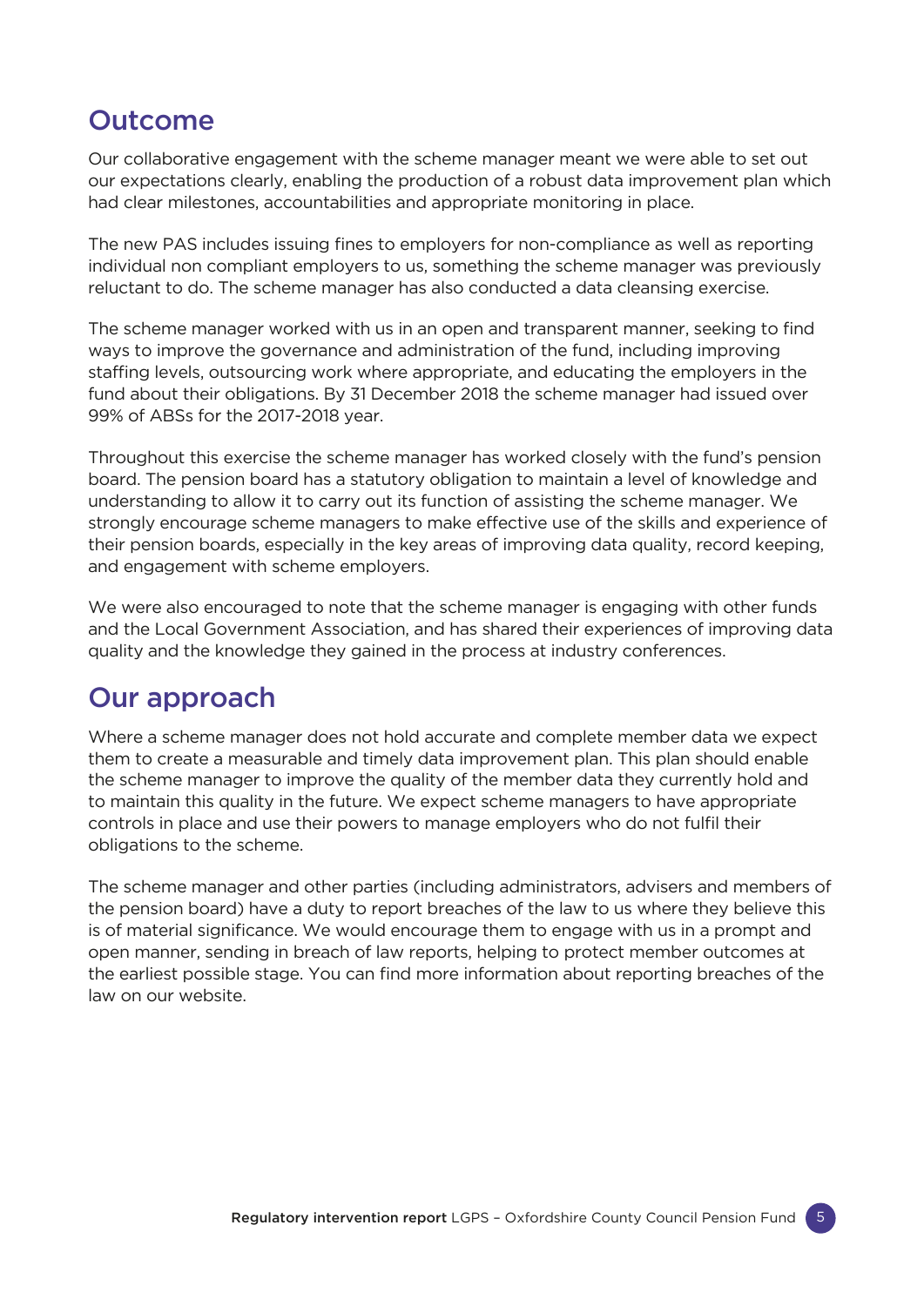## Outcome

Our collaborative engagement with the scheme manager meant we were able to set out our expectations clearly, enabling the production of a robust data improvement plan which had clear milestones, accountabilities and appropriate monitoring in place.

The new PAS includes issuing fines to employers for non-compliance as well as reporting individual non compliant employers to us, something the scheme manager was previously reluctant to do. The scheme manager has also conducted a data cleansing exercise.

The scheme manager worked with us in an open and transparent manner, seeking to find ways to improve the governance and administration of the fund, including improving staffing levels, outsourcing work where appropriate, and educating the employers in the fund about their obligations. By 31 December 2018 the scheme manager had issued over 99% of ABSs for the 2017-2018 year.

Throughout this exercise the scheme manager has worked closely with the fund's pension board. The pension board has a statutory obligation to maintain a level of knowledge and understanding to allow it to carry out its function of assisting the scheme manager. We strongly encourage scheme managers to make effective use of the skills and experience of their pension boards, especially in the key areas of improving data quality, record keeping, and engagement with scheme employers.

We were also encouraged to note that the scheme manager is engaging with other funds and the Local Government Association, and has shared their experiences of improving data quality and the knowledge they gained in the process at industry conferences.

## Our approach

Where a scheme manager does not hold accurate and complete member data we expect them to create a measurable and timely data improvement plan. This plan should enable the scheme manager to improve the quality of the member data they currently hold and to maintain this quality in the future. We expect scheme managers to have appropriate controls in place and use their powers to manage employers who do not fulfil their obligations to the scheme.

The scheme manager and other parties (including administrators, advisers and members of the pension board) have a duty to report breaches of the law to us where they believe this is of material significance. We would encourage them to engage with us in a prompt and open manner, sending in breach of law reports, helping to protect member outcomes at the earliest possible stage. You can find more information about reporting breaches of the law on our website.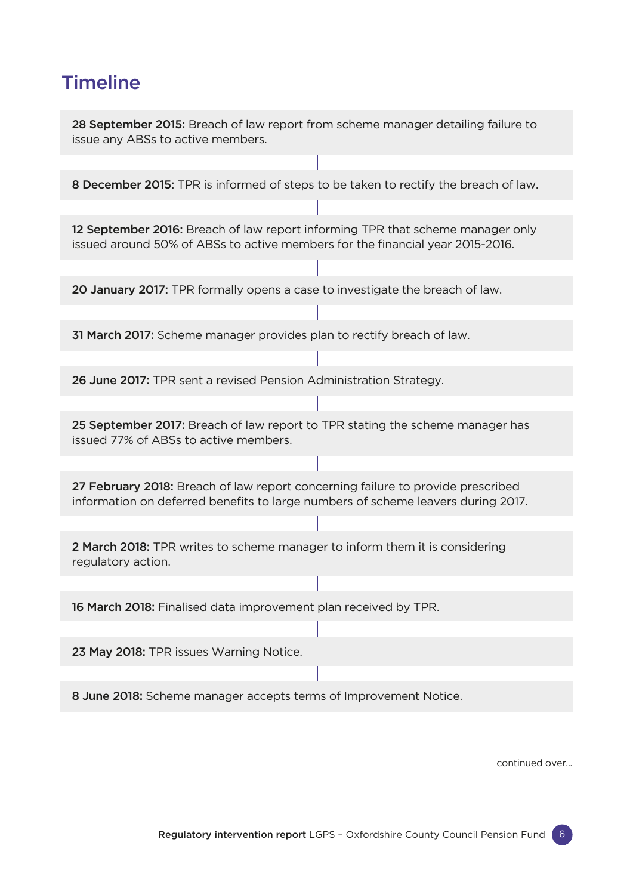## Timeline

**28 September 2015:** Breach of law report from scheme manager detailing failure to issue any ABSs to active members.

**8 December 2015:** TPR is informed of steps to be taken to rectify the breach of law.

**12 September 2016:** Breach of law report informing TPR that scheme manager only issued around 50% of ABSs to active members for the financial year 2015-2016.

**20 January 2017:** TPR formally opens a case to investigate the breach of law.

**31 March 2017:** Scheme manager provides plan to rectify breach of law.

**26 June 2017:** TPR sent a revised Pension Administration Strategy.

**25 September 2017:** Breach of law report to TPR stating the scheme manager has issued 77% of ABSs to active members.

**27 February 2018:** Breach of law report concerning failure to provide prescribed information on deferred benefits to large numbers of scheme leavers during 2017.

**2 March 2018:** TPR writes to scheme manager to inform them it is considering regulatory action.

**16 March 2018:** Finalised data improvement plan received by TPR.

**23 May 2018:** TPR issues Warning Notice.

**8 June 2018:** Scheme manager accepts terms of Improvement Notice.

continued over...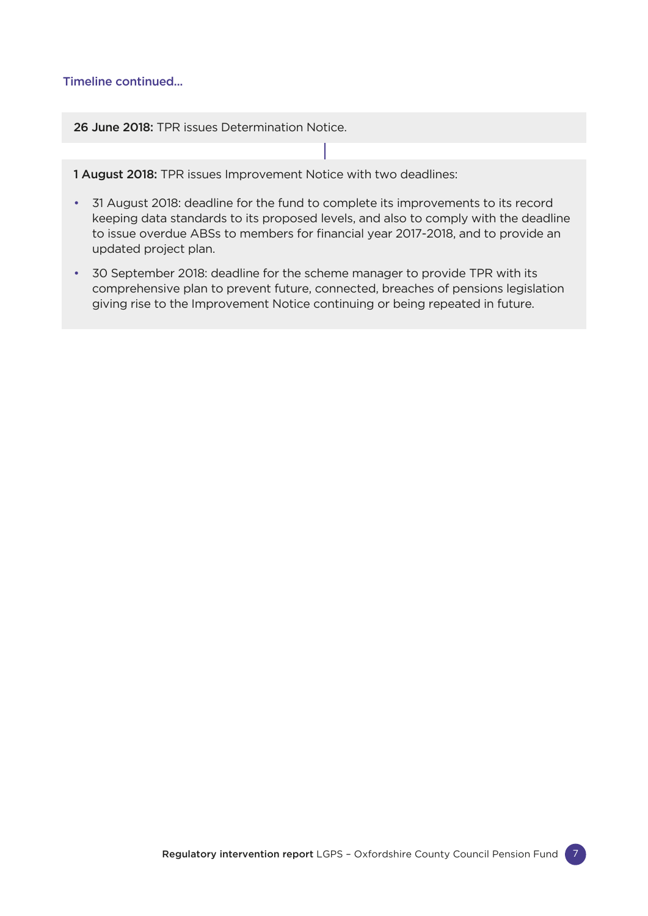Timeline continued...

**26 June 2018:** TPR issues Determination Notice.

**1 August 2018:** TPR issues Improvement Notice with two deadlines:

- 31 August 2018: deadline for the fund to complete its improvements to its record keeping data standards to its proposed levels, and also to comply with the deadline to issue overdue ABSs to members for financial year 2017-2018, and to provide an updated project plan.
- 30 September 2018: deadline for the scheme manager to provide TPR with its comprehensive plan to prevent future, connected, breaches of pensions legislation giving rise to the Improvement Notice continuing or being repeated in future.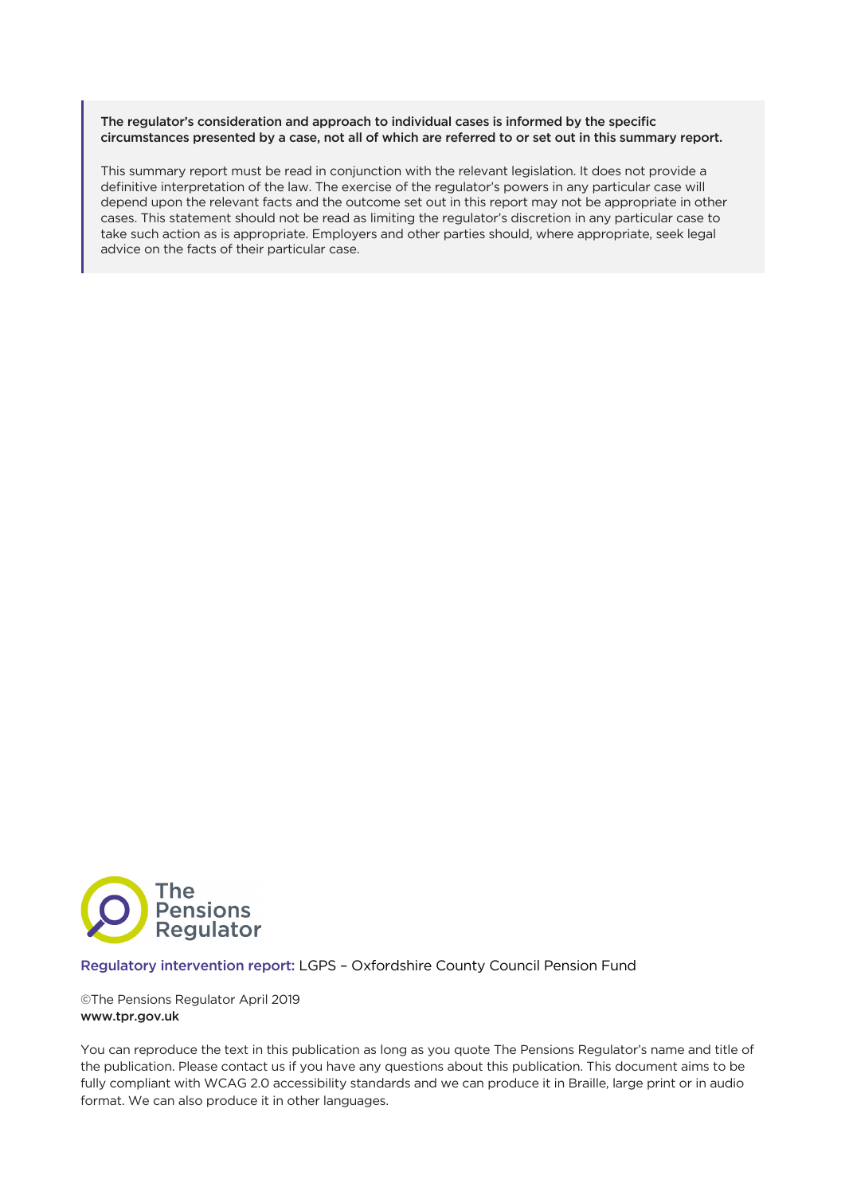**The regulator's consideration and approach to individual cases is informed by the specific circumstances presented by a case, not all of which are referred to or set out in this summary report.**

This summary report must be read in conjunction with the relevant legislation. It does not provide a definitive interpretation of the law. The exercise of the regulator's powers in any particular case will depend upon the relevant facts and the outcome set out in this report may not be appropriate in other cases. This statement should not be read as limiting the regulator's discretion in any particular case to take such action as is appropriate. Employers and other parties should, where appropriate, seek legal advice on the facts of their particular case.

The Pensions Regulator

Regulatory intervention report: LGPS – Oxfordshire County Council Pension Fund

©The Pensions Regulator April 2019
**www.tpr.gov.uk**

You can reproduce the text in this publication as long as you quote The Pensions Regulator's name and title of the publication. Please contact us if you have any questions about this publication. This document aims to be fully compliant with WCAG 2.0 accessibility standards and we can produce it in Braille, large print or in audio format. We can also produce it in other languages.